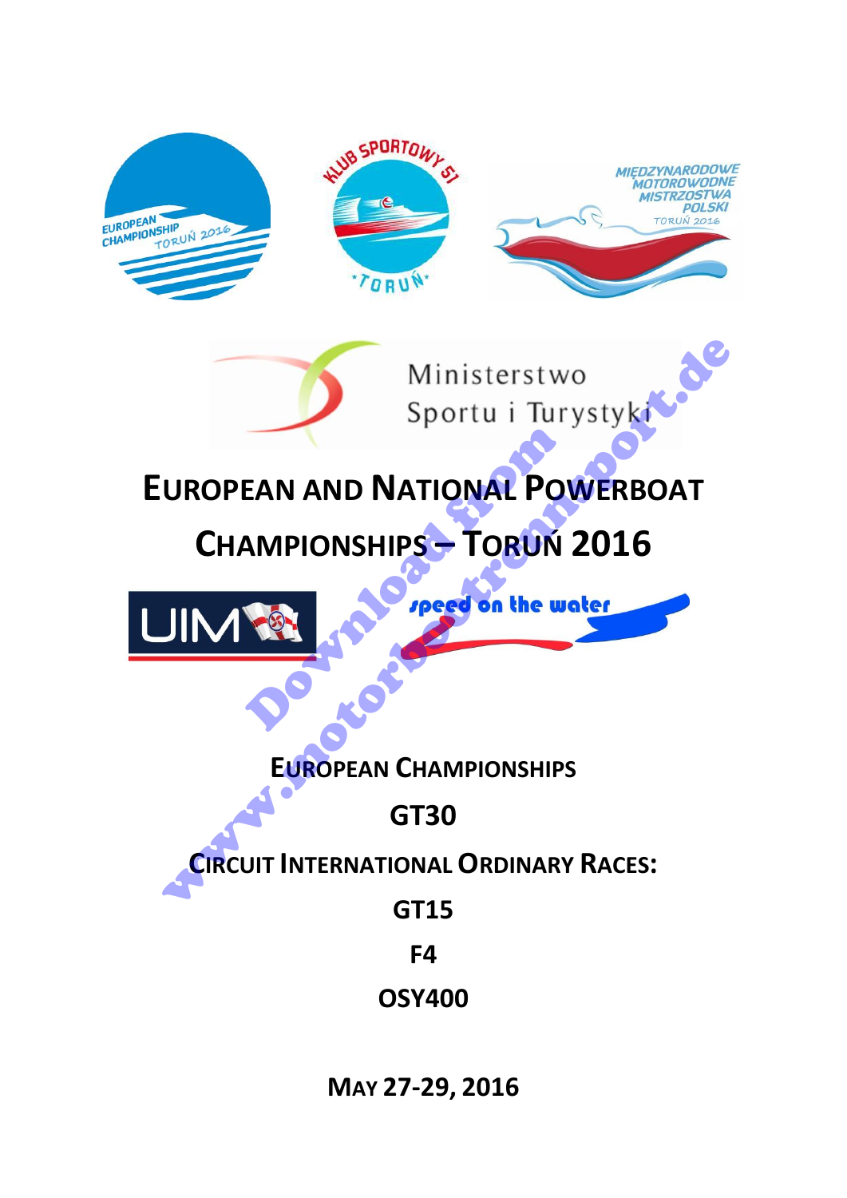# European and National Powerboat Championships – Toruń 2016

## European Championships

## GT30

## Circuit International Ordinary Races:

## GT15

## F4

## OSY400

**May 27-29, 2016**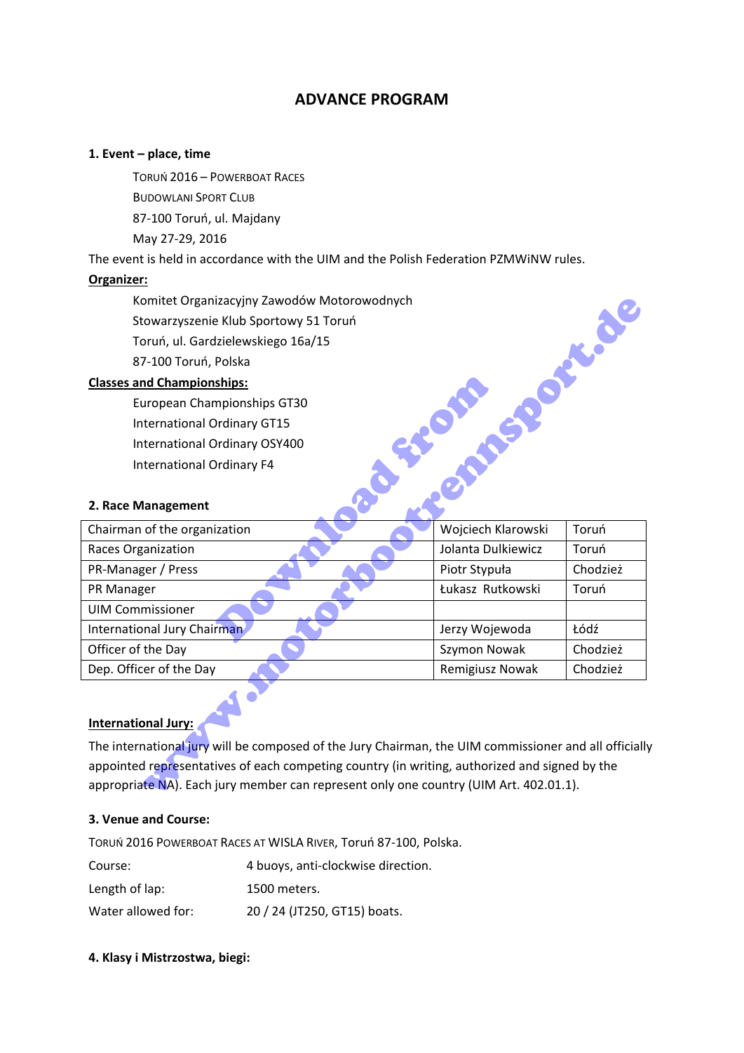# ADVANCE PROGRAM

### 1. Event – place, time

TORUŃ 2016 – POWERBOAT RACES
BUDOWLANI SPORT CLUB
87-100 Toruń, ul. Majdany
May 27-29, 2016

The event is held in accordance with the UIM and the Polish Federation PZMWiNW rules.

**Organizer:**

Komitet Organizacyjny Zawodów Motorowodnych
Stowarzyszenie Klub Sportowy 51 Toruń
Toruń, ul. Gardzielewskiego 16a/15
87-100 Toruń, Polska

**Classes and Championships:**

European Championships GT30
International Ordinary GT15
International Ordinary OSY400
International Ordinary F4

### 2. Race Management

| | | |
|---|---|---|
| Chairman of the organization | Wojciech Klarowski | Toruń |
| Races Organization | Jolanta Dulkiewicz | Toruń |
| PR-Manager / Press | Piotr Stypuła | Chodzież |
| PR Manager | Łukasz Rutkowski | Toruń |
| UIM Commissioner | | |
| International Jury Chairman | Jerzy Wojewoda | Łódź |
| Officer of the Day | Szymon Nowak | Chodzież |
| Dep. Officer of the Day | Remigiusz Nowak | Chodzież |

**International Jury:**

The international jury will be composed of the Jury Chairman, the UIM commissioner and all officially appointed representatives of each competing country (in writing, authorized and signed by the appropriate NA). Each jury member can represent only one country (UIM Art. 402.01.1).

### 3. Venue and Course:

TORUŃ 2016 POWERBOAT RACES AT WISLA RIVER, Toruń 87-100, Polska.

Course: 4 buoys, anti-clockwise direction.

Length of lap: 1500 meters.

Water allowed for: 20 / 24 (JT250, GT15) boats.

### 4. Klasy i Mistrzostwa, biegi: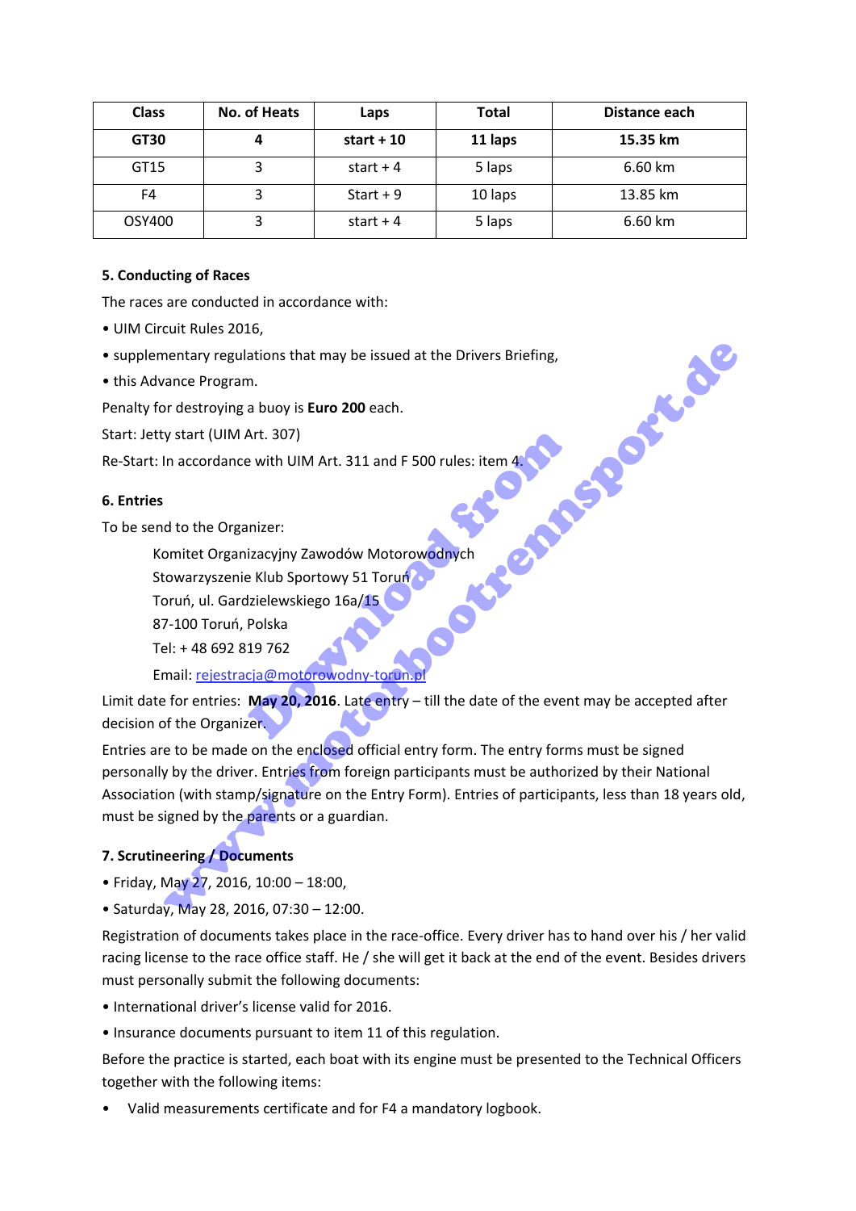| Class | No. of Heats | Laps | Total | Distance each |
|---|---|---|---|---|
| **GT30** | **4** | **start + 10** | **11 laps** | **15.35 km** |
| GT15 | 3 | start + 4 | 5 laps | 6.60 km |
| F4 | 3 | Start + 9 | 10 laps | 13.85 km |
| OSY400 | 3 | start + 4 | 5 laps | 6.60 km |

**5. Conducting of Races**

The races are conducted in accordance with:

- UIM Circuit Rules 2016,
- supplementary regulations that may be issued at the Drivers Briefing,
- this Advance Program.

Penalty for destroying a buoy is **Euro 200** each.

Start: Jetty start (UIM Art. 307)

Re-Start: In accordance with UIM Art. 311 and F 500 rules: item 4.

**6. Entries**

To be send to the Organizer:

> Komitet Organizacyjny Zawodów Motorowodnych
> Stowarzyszenie Klub Sportowy 51 Toruń
> Toruń, ul. Gardzielewskiego 16a/15
> 87-100 Toruń, Polska
> Tel: + 48 692 819 762
> Email: rejestracja@motorowodny-torun.pl

Limit date for entries: **May 20, 2016**. Late entry – till the date of the event may be accepted after decision of the Organizer.

Entries are to be made on the enclosed official entry form. The entry forms must be signed personally by the driver. Entries from foreign participants must be authorized by their National Association (with stamp/signature on the Entry Form). Entries of participants, less than 18 years old, must be signed by the parents or a guardian.

**7. Scrutineering / Documents**

- Friday, May 27, 2016, 10:00 – 18:00,
- Saturday, May 28, 2016, 07:30 – 12:00.

Registration of documents takes place in the race-office. Every driver has to hand over his / her valid racing license to the race office staff. He / she will get it back at the end of the event. Besides drivers must personally submit the following documents:

- International driver's license valid for 2016.
- Insurance documents pursuant to item 11 of this regulation.

Before the practice is started, each boat with its engine must be presented to the Technical Officers together with the following items:

- Valid measurements certificate and for F4 a mandatory logbook.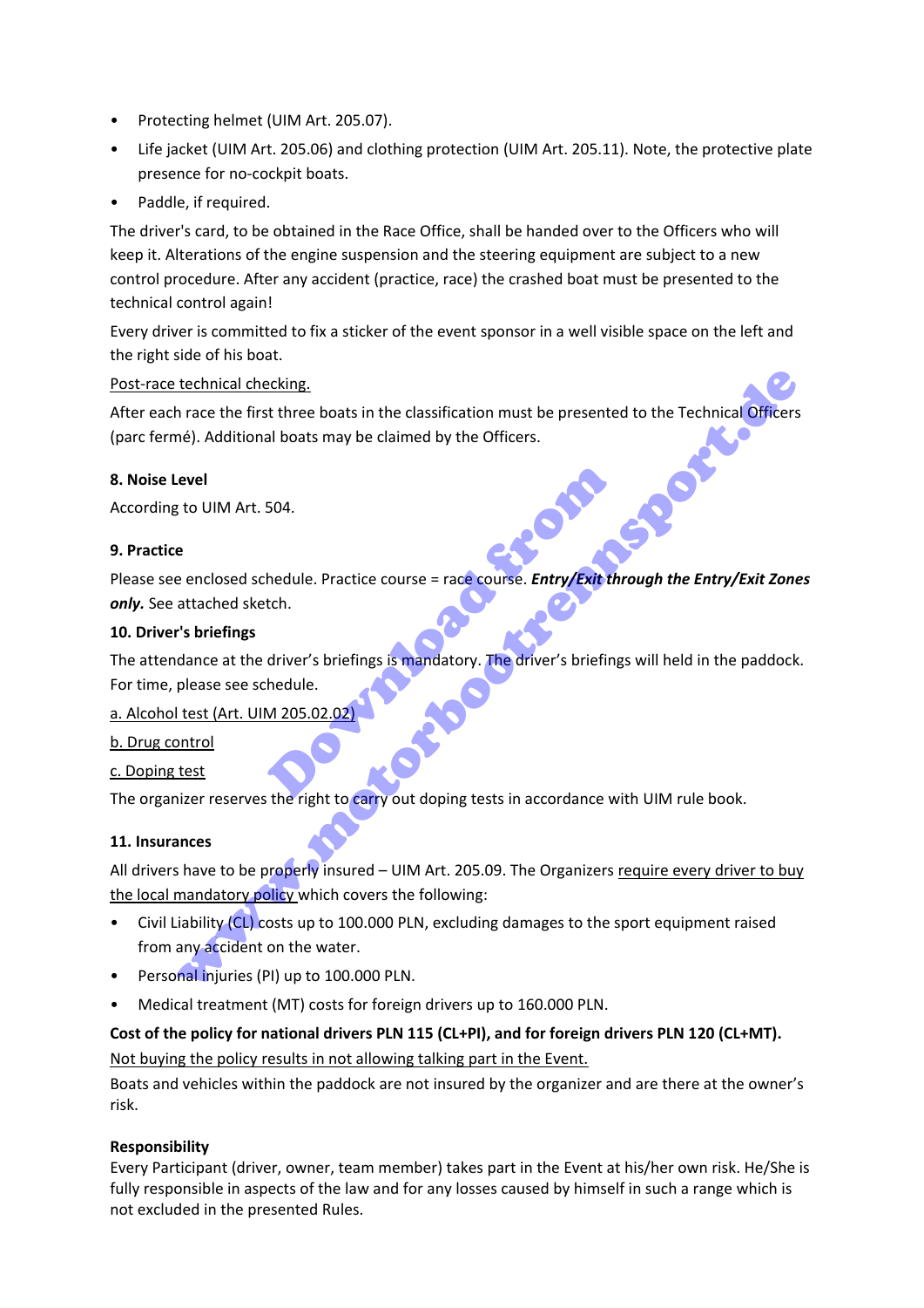- Protecting helmet (UIM Art. 205.07).
- Life jacket (UIM Art. 205.06) and clothing protection (UIM Art. 205.11). Note, the protective plate presence for no-cockpit boats.
- Paddle, if required.

The driver's card, to be obtained in the Race Office, shall be handed over to the Officers who will keep it. Alterations of the engine suspension and the steering equipment are subject to a new control procedure. After any accident (practice, race) the crashed boat must be presented to the technical control again!

Every driver is committed to fix a sticker of the event sponsor in a well visible space on the left and the right side of his boat.

<u>Post-race technical checking.</u>

After each race the first three boats in the classification must be presented to the Technical Officers (parc fermé). Additional boats may be claimed by the Officers.

**8. Noise Level**

According to UIM Art. 504.

**9. Practice**

Please see enclosed schedule. Practice course = race course. ***Entry/Exit through the Entry/Exit Zones only.*** See attached sketch.

**10. Driver's briefings**

The attendance at the driver's briefings is mandatory. The driver's briefings will held in the paddock. For time, please see schedule.

<u>a. Alcohol test (Art. UIM 205.02.02)</u>

<u>b. Drug control</u>

<u>c. Doping test</u>

The organizer reserves the right to carry out doping tests in accordance with UIM rule book.

**11. Insurances**

All drivers have to be properly insured – UIM Art. 205.09. The Organizers <u>require every driver to buy the local mandatory policy</u> which covers the following:

- Civil Liability (CL) costs up to 100.000 PLN, excluding damages to the sport equipment raised from any accident on the water.
- Personal injuries (PI) up to 100.000 PLN.
- Medical treatment (MT) costs for foreign drivers up to 160.000 PLN.

**Cost of the policy for national drivers PLN 115 (CL+PI), and for foreign drivers PLN 120 (CL+MT).**

<u>Not buying the policy results in not allowing talking part in the Event.</u>

Boats and vehicles within the paddock are not insured by the organizer and are there at the owner's risk.

**Responsibility**

Every Participant (driver, owner, team member) takes part in the Event at his/her own risk. He/She is fully responsible in aspects of the law and for any losses caused by himself in such a range which is not excluded in the presented Rules.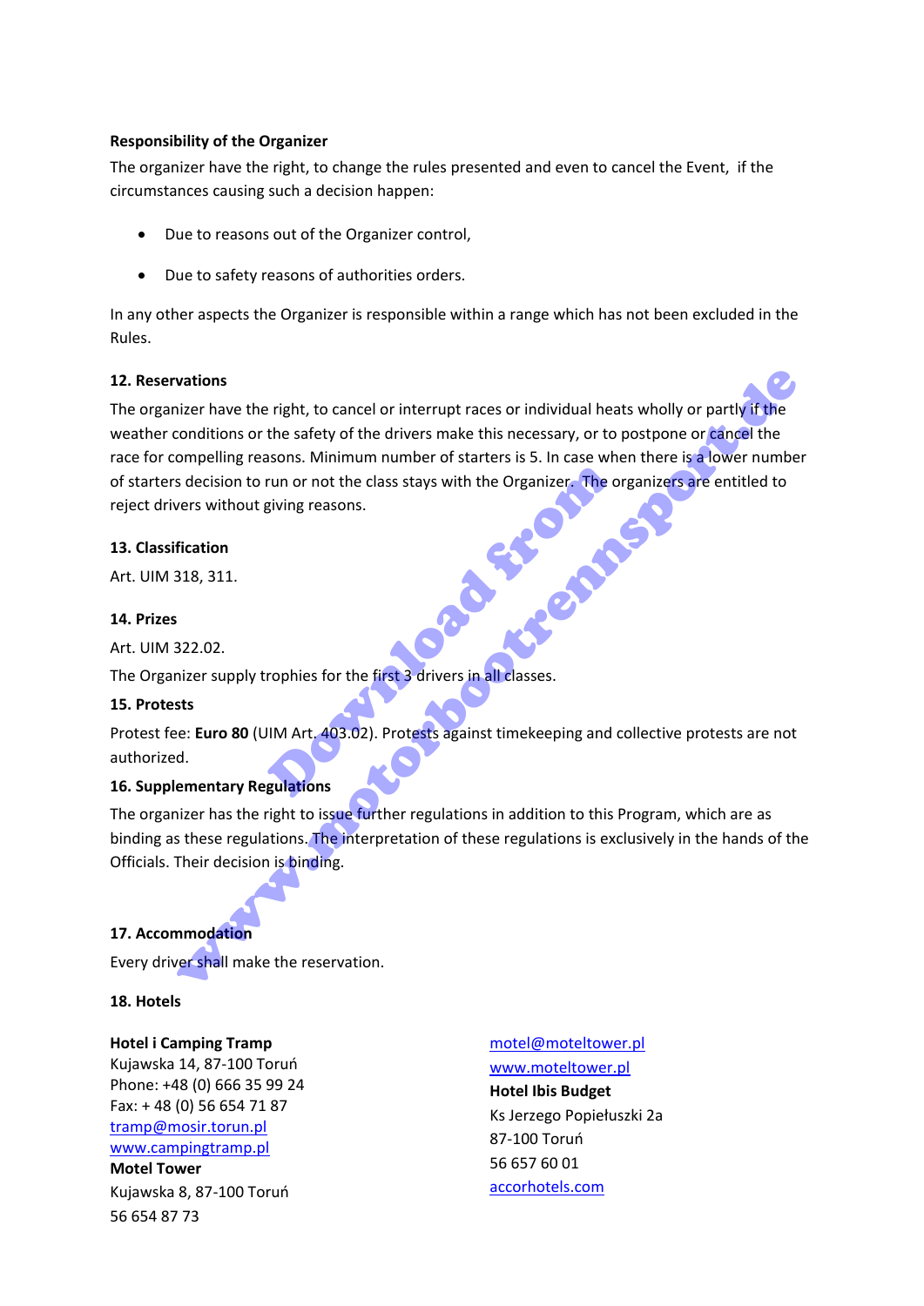**Responsibility of the Organizer**

The organizer have the right, to change the rules presented and even to cancel the Event, if the circumstances causing such a decision happen:

- Due to reasons out of the Organizer control,
- Due to safety reasons of authorities orders.

In any other aspects the Organizer is responsible within a range which has not been excluded in the Rules.

**12. Reservations**

The organizer have the right, to cancel or interrupt races or individual heats wholly or partly if the weather conditions or the safety of the drivers make this necessary, or to postpone or cancel the race for compelling reasons. Minimum number of starters is 5. In case when there is a lower number of starters decision to run or not the class stays with the Organizer. The organizers are entitled to reject drivers without giving reasons.

**13. Classification**

Art. UIM 318, 311.

**14. Prizes**

Art. UIM 322.02.

The Organizer supply trophies for the first 3 drivers in all classes.

**15. Protests**

Protest fee: **Euro 80** (UIM Art. 403.02). Protests against timekeeping and collective protests are not authorized.

**16. Supplementary Regulations**

The organizer has the right to issue further regulations in addition to this Program, which are as binding as these regulations. The interpretation of these regulations is exclusively in the hands of the Officials. Their decision is binding.

**17. Accommodation**

Every driver shall make the reservation.

**18. Hotels**

**Hotel i Camping Tramp**
Kujawska 14, 87-100 Toruń
Phone: +48 (0) 666 35 99 24
Fax: + 48 (0) 56 654 71 87
tramp@mosir.torun.pl
www.campingtramp.pl

**Motel Tower**
Kujawska 8, 87-100 Toruń
56 654 87 73
motel@moteltower.pl
www.moteltower.pl

**Hotel Ibis Budget**
Ks Jerzego Popiełuszki 2a
87-100 Toruń
56 657 60 01
accorhotels.com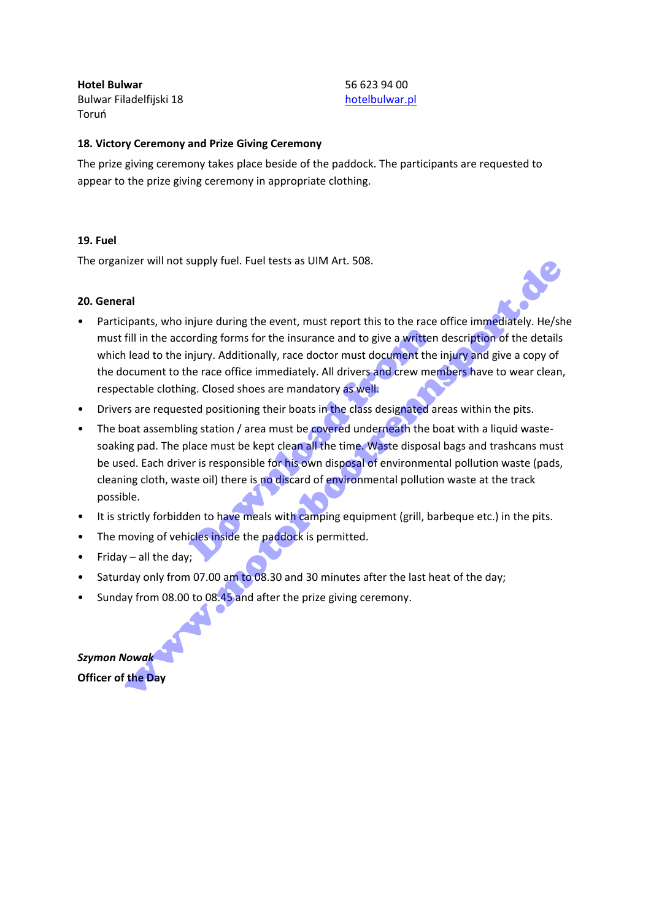**Hotel Bulwar**
Bulwar Filadelfijski 18
Toruń

56 623 94 00
hotelbulwar.pl

**18. Victory Ceremony and Prize Giving Ceremony**

The prize giving ceremony takes place beside of the paddock. The participants are requested to appear to the prize giving ceremony in appropriate clothing.

**19. Fuel**

The organizer will not supply fuel. Fuel tests as UIM Art. 508.

**20. General**

- Participants, who injure during the event, must report this to the race office immediately. He/she must fill in the according forms for the insurance and to give a written description of the details which lead to the injury. Additionally, race doctor must document the injury and give a copy of the document to the race office immediately. All drivers and crew members have to wear clean, respectable clothing. Closed shoes are mandatory as well.
- Drivers are requested positioning their boats in the class designated areas within the pits.
- The boat assembling station / area must be covered underneath the boat with a liquid waste-soaking pad. The place must be kept clean all the time. Waste disposal bags and trashcans must be used. Each driver is responsible for his own disposal of environmental pollution waste (pads, cleaning cloth, waste oil) there is no discard of environmental pollution waste at the track possible.
- It is strictly forbidden to have meals with camping equipment (grill, barbeque etc.) in the pits.
- The moving of vehicles inside the paddock is permitted.
- Friday – all the day;
- Saturday only from 07.00 am to 08.30 and 30 minutes after the last heat of the day;
- Sunday from 08.00 to 08.45 and after the prize giving ceremony.

***Szymon Nowak***
**Officer of the Day**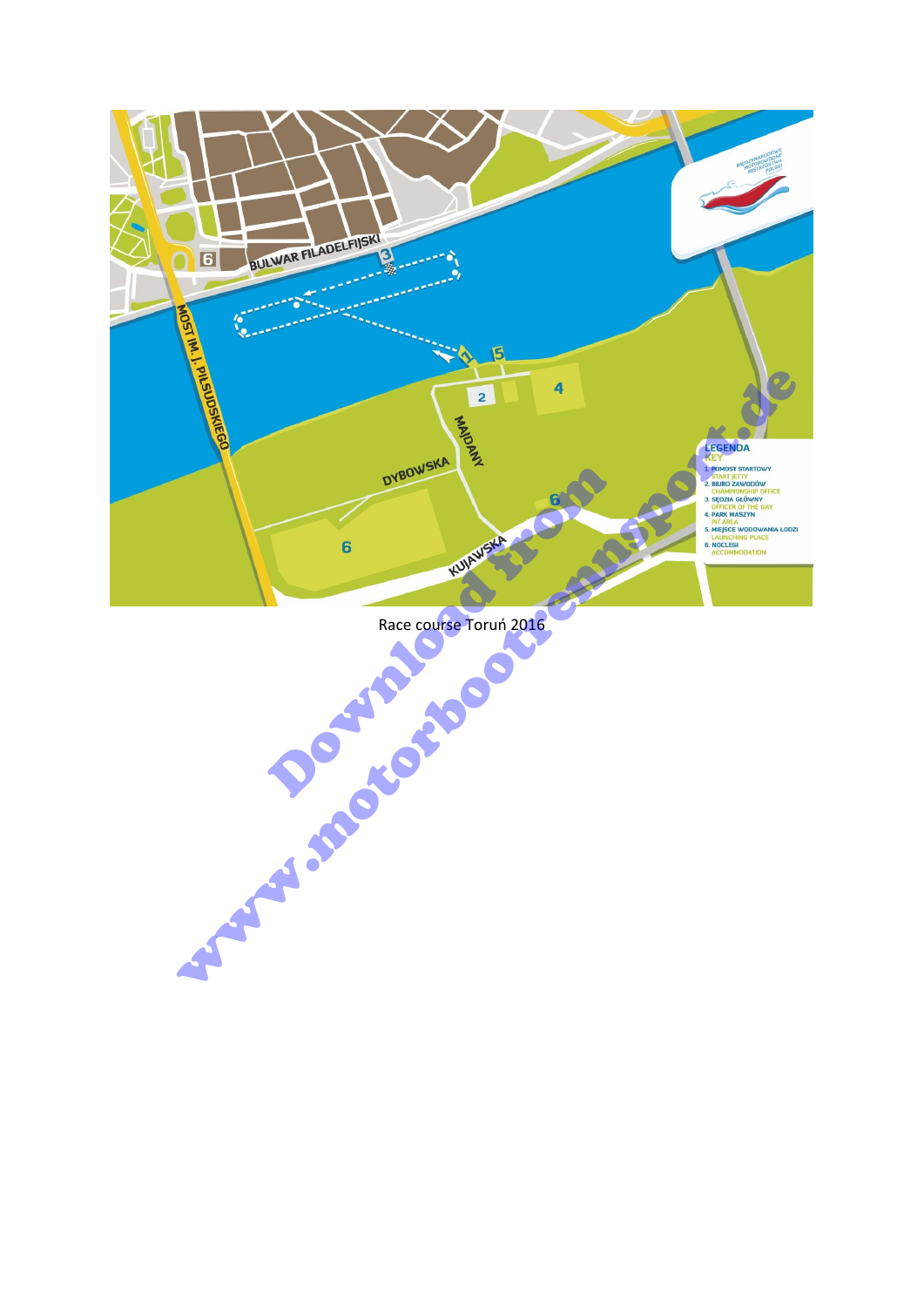Race course Toruń 2016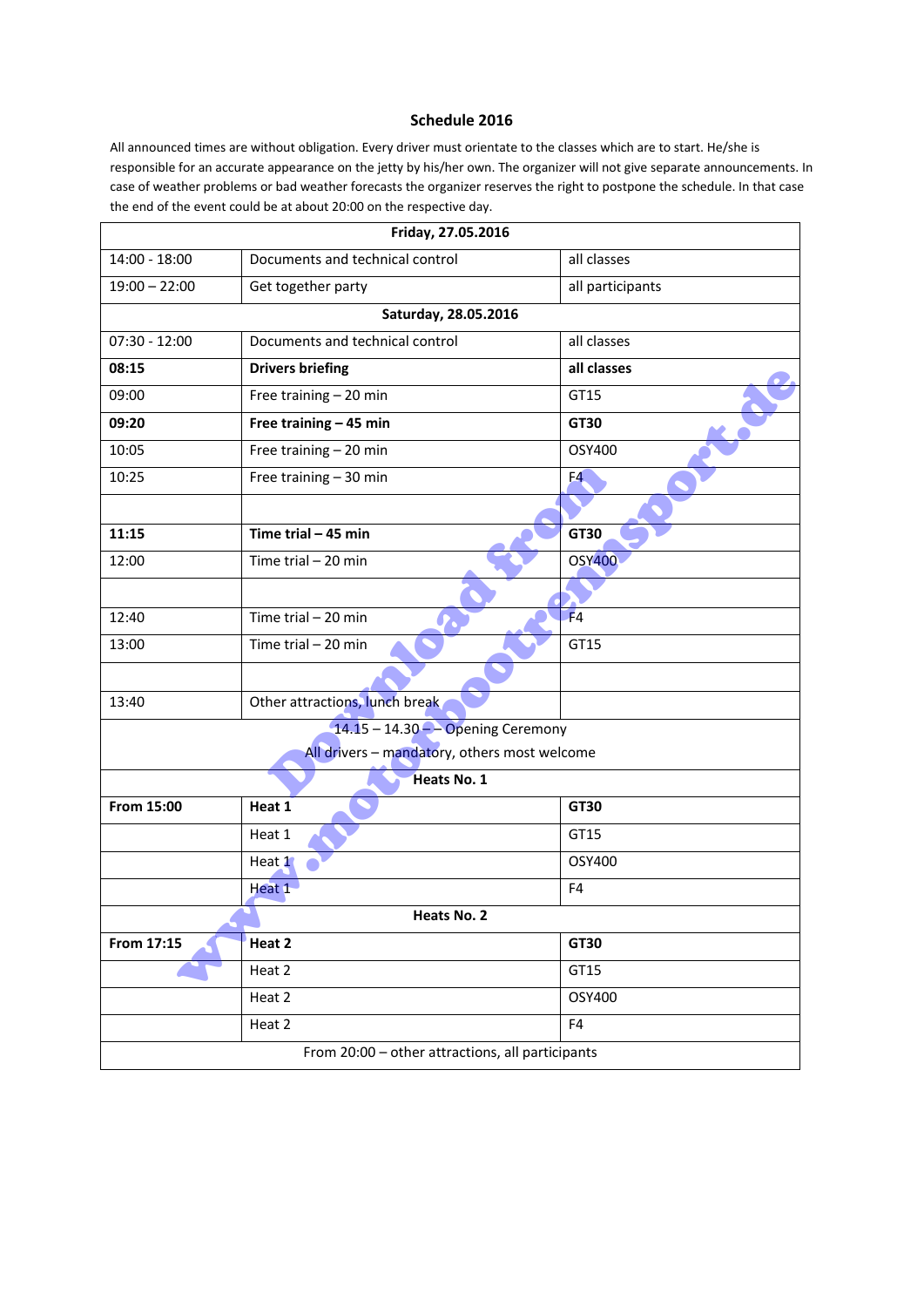## Schedule 2016

All announced times are without obligation. Every driver must orientate to the classes which are to start. He/she is responsible for an accurate appearance on the jetty by his/her own. The organizer will not give separate announcements. In case of weather problems or bad weather forecasts the organizer reserves the right to postpone the schedule. In that case the end of the event could be at about 20:00 on the respective day.

| Friday, 27.05.2016 | | |
|---|---|---|
| 14:00 - 18:00 | Documents and technical control | all classes |
| 19:00 – 22:00 | Get together party | all participants |
| **Saturday, 28.05.2016** | | |
| 07:30 - 12:00 | Documents and technical control | all classes |
| **08:15** | **Drivers briefing** | **all classes** |
| 09:00 | Free training – 20 min | GT15 |
| **09:20** | **Free training – 45 min** | **GT30** |
| 10:05 | Free training – 20 min | OSY400 |
| 10:25 | Free training – 30 min | F4 |
| | | |
| **11:15** | **Time trial – 45 min** | **GT30** |
| 12:00 | Time trial – 20 min | OSY400 |
| | | |
| 12:40 | Time trial – 20 min | F4 |
| 13:00 | Time trial – 20 min | GT15 |
| | | |
| 13:40 | Other attractions, lunch break | |
| 14.15 – 14.30 – – Opening Ceremony<br>All drivers – mandatory, others most welcome | | |
| **Heats No. 1** | | |
| **From 15:00** | **Heat 1** | **GT30** |
| | Heat 1 | GT15 |
| | Heat 1 | OSY400 |
| | Heat 1 | F4 |
| **Heats No. 2** | | |
| **From 17:15** | **Heat 2** | **GT30** |
| | Heat 2 | GT15 |
| | Heat 2 | OSY400 |
| | Heat 2 | F4 |
| From 20:00 – other attractions, all participants | | |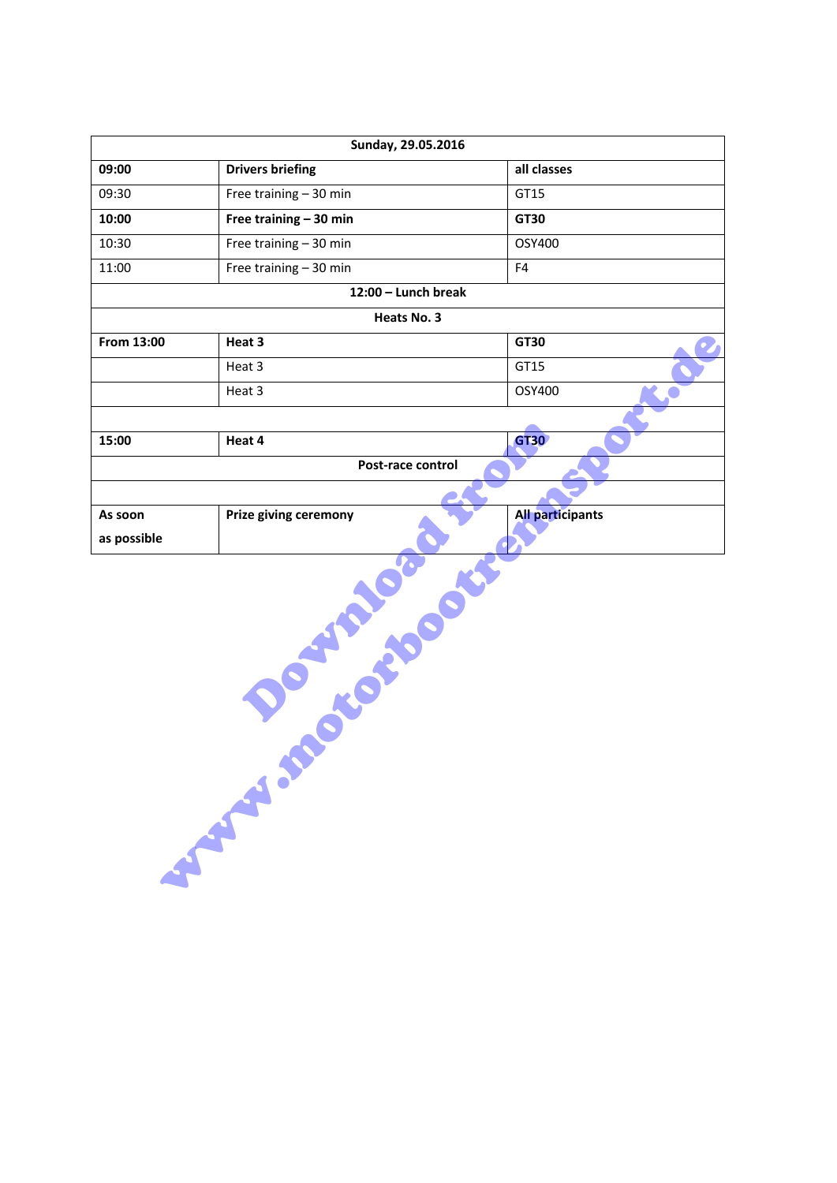| Sunday, 29.05.2016 | | |
|---|---|---|
| **09:00** | **Drivers briefing** | **all classes** |
| 09:30 | Free training – 30 min | GT15 |
| **10:00** | **Free training – 30 min** | **GT30** |
| 10:30 | Free training – 30 min | OSY400 |
| 11:00 | Free training – 30 min | F4 |
| **12:00 – Lunch break** | | |
| **Heats No. 3** | | |
| **From 13:00** | **Heat 3** | **GT30** |
| | Heat 3 | GT15 |
| | Heat 3 | OSY400 |
| | | |
| **15:00** | **Heat 4** | **GT30** |
| **Post-race control** | | |
| | | |
| **As soon as possible** | **Prize giving ceremony** | **All participants** |

Download from www.motorbootrennsport.de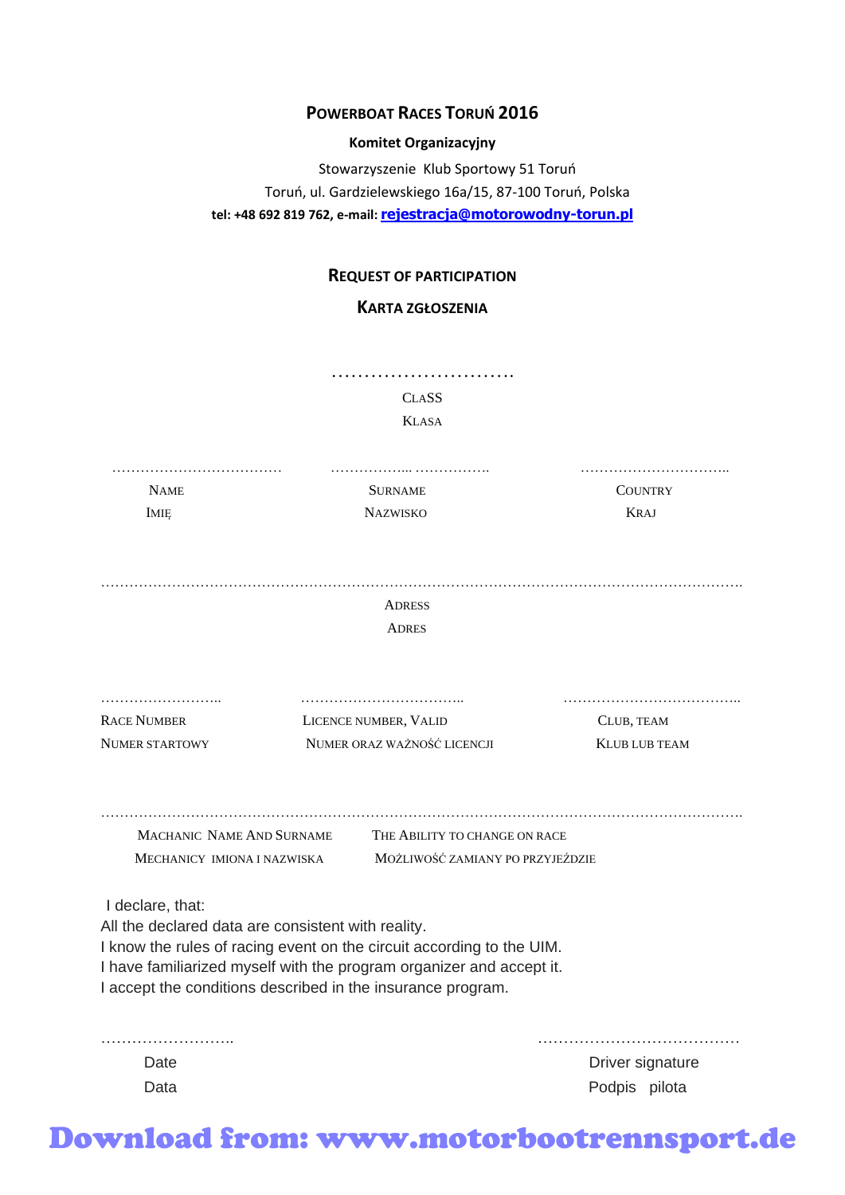**POWERBOAT RACES TORUŃ 2016**

**Komitet Organizacyjny**

Stowarzyszenie Klub Sportowy 51 Toruń

Toruń, ul. Gardzielewskiego 16a/15, 87-100 Toruń, Polska

**tel: +48 692 819 762, e-mail: rejestracja@motorowodny-torun.pl**

**REQUEST OF PARTICIPATION**

**KARTA ZGŁOSZENIA**

…………………………

CLASS

KLASA

……………………………… …………….... ……………. …………………………..

NAME / IMIĘ

SURNAME / NAZWISKO

COUNTRY / KRAJ

…………………………………………………………………………………………………………………….

ADRESS

ADRES

…………………….. …………………………….. ………………………………..

RACE NUMBER / NUMER STARTOWY

LICENCE NUMBER, VALID / NUMER ORAZ WAŻNOŚĆ LICENCJI

CLUB, TEAM / KLUB LUB TEAM

…………………………………………………………………………………………………………………….

MACHANIC NAME AND SURNAME / MECHANICY IMIONA I NAZWISKA

THE ABILITY TO CHANGE ON RACE / MOŻLIWOŚĆ ZAMIANY PO PRZYJEŹDZIE

I declare, that:

All the declared data are consistent with reality.

I know the rules of racing event on the circuit according to the UIM.

I have familiarized myself with the program organizer and accept it.

I accept the conditions described in the insurance program.

…………………….. …………………………………

Date / Data

Driver signature / Podpis pilota

Download from: www.motorbootrennsport.de